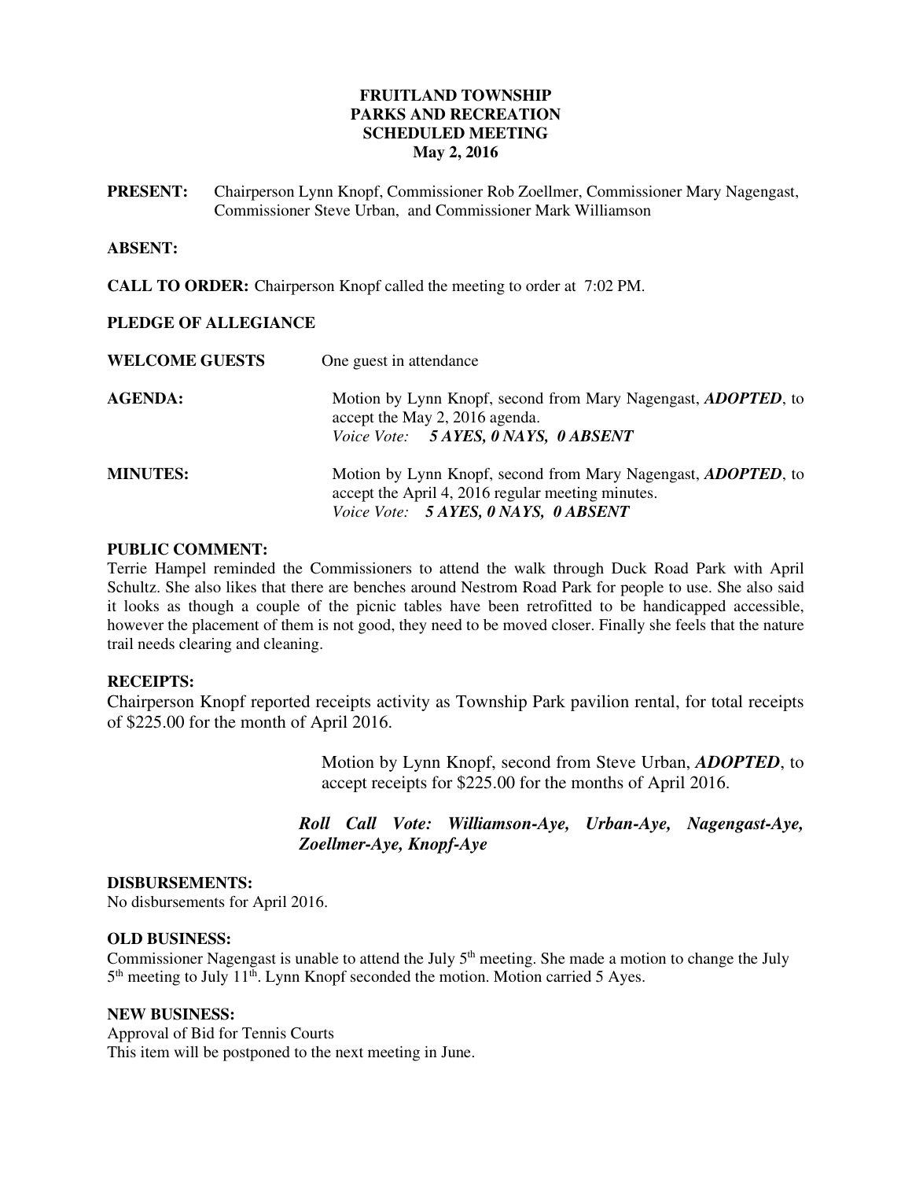**FRUITLAND TOWNSHIP**
**PARKS AND RECREATION**
**SCHEDULED MEETING**
**May 2, 2016**

**PRESENT:** Chairperson Lynn Knopf, Commissioner Rob Zoellmer, Commissioner Mary Nagengast, Commissioner Steve Urban, and Commissioner Mark Williamson

**ABSENT:**

**CALL TO ORDER:** Chairperson Knopf called the meeting to order at 7:02 PM.

**PLEDGE OF ALLEGIANCE**

**WELCOME GUESTS** One guest in attendance

**AGENDA:** Motion by Lynn Knopf, second from Mary Nagengast, ***ADOPTED***, to accept the May 2, 2016 agenda.
*Voice Vote:* ***5 AYES, 0 NAYS, 0 ABSENT***

**MINUTES:** Motion by Lynn Knopf, second from Mary Nagengast, ***ADOPTED***, to accept the April 4, 2016 regular meeting minutes.
*Voice Vote:* ***5 AYES, 0 NAYS, 0 ABSENT***

**PUBLIC COMMENT:**
Terrie Hampel reminded the Commissioners to attend the walk through Duck Road Park with April Schultz. She also likes that there are benches around Nestrom Road Park for people to use. She also said it looks as though a couple of the picnic tables have been retrofitted to be handicapped accessible, however the placement of them is not good, they need to be moved closer. Finally she feels that the nature trail needs clearing and cleaning.

**RECEIPTS:**
Chairperson Knopf reported receipts activity as Township Park pavilion rental, for total receipts of $225.00 for the month of April 2016.

Motion by Lynn Knopf, second from Steve Urban, ***ADOPTED***, to accept receipts for $225.00 for the months of April 2016.

***Roll Call Vote: Williamson-Aye, Urban-Aye, Nagengast-Aye, Zoellmer-Aye, Knopf-Aye***

**DISBURSEMENTS:**
No disbursements for April 2016.

**OLD BUSINESS:**
Commissioner Nagengast is unable to attend the July 5th meeting. She made a motion to change the July 5th meeting to July 11th. Lynn Knopf seconded the motion. Motion carried 5 Ayes.

**NEW BUSINESS:**
Approval of Bid for Tennis Courts
This item will be postponed to the next meeting in June.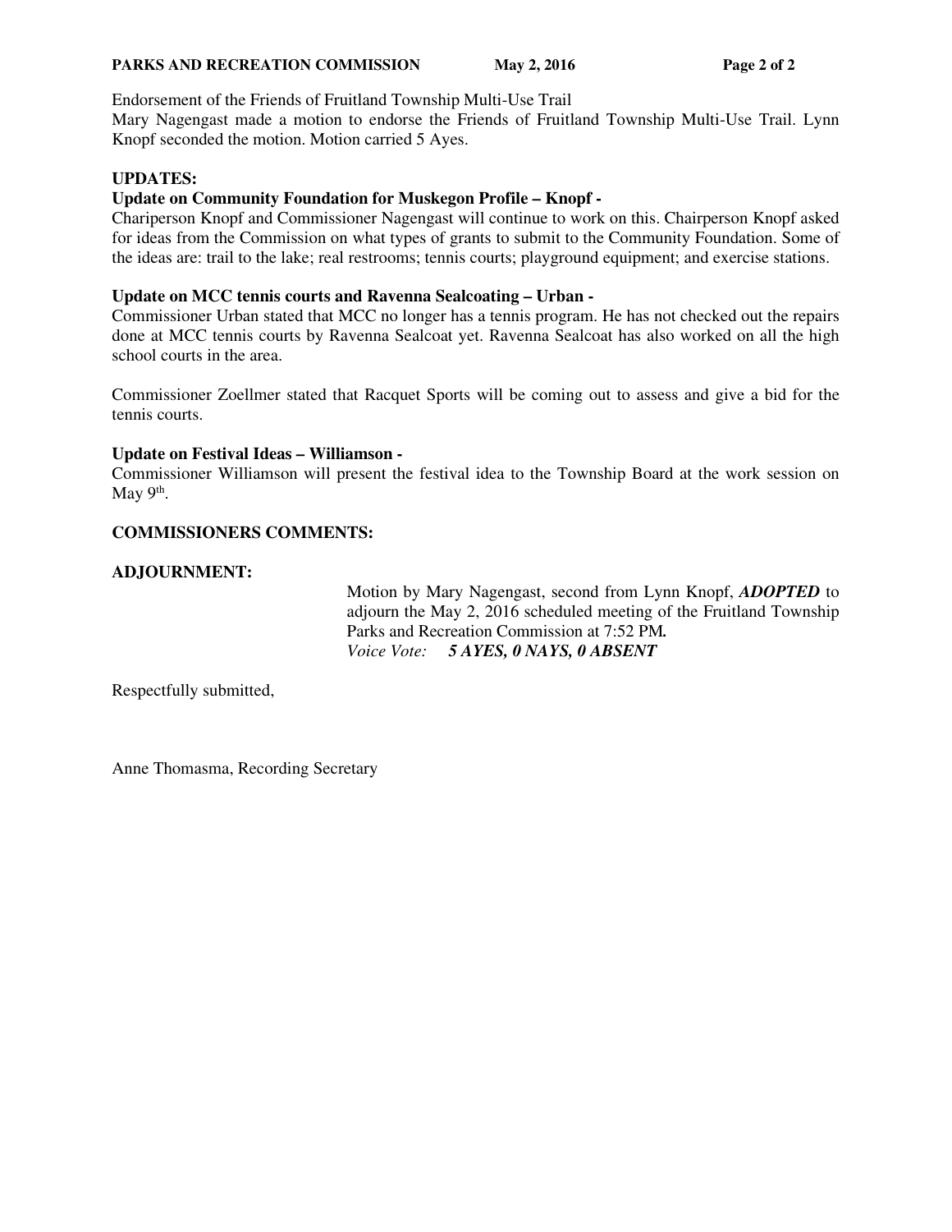Endorsement of the Friends of Fruitland Township Multi-Use Trail

Mary Nagengast made a motion to endorse the Friends of Fruitland Township Multi-Use Trail. Lynn Knopf seconded the motion. Motion carried 5 Ayes.

**UPDATES:**

**Update on Community Foundation for Muskegon Profile – Knopf -**

Chariperson Knopf and Commissioner Nagengast will continue to work on this. Chairperson Knopf asked for ideas from the Commission on what types of grants to submit to the Community Foundation. Some of the ideas are: trail to the lake; real restrooms; tennis courts; playground equipment; and exercise stations.

**Update on MCC tennis courts and Ravenna Sealcoating – Urban -**

Commissioner Urban stated that MCC no longer has a tennis program. He has not checked out the repairs done at MCC tennis courts by Ravenna Sealcoat yet. Ravenna Sealcoat has also worked on all the high school courts in the area.

Commissioner Zoellmer stated that Racquet Sports will be coming out to assess and give a bid for the tennis courts.

**Update on Festival Ideas – Williamson -**

Commissioner Williamson will present the festival idea to the Township Board at the work session on May 9th.

**COMMISSIONERS COMMENTS:**

**ADJOURNMENT:**

Motion by Mary Nagengast, second from Lynn Knopf, ***ADOPTED*** to adjourn the May 2, 2016 scheduled meeting of the Fruitland Township Parks and Recreation Commission at 7:52 PM.
*Voice Vote:* ***5 AYES, 0 NAYS, 0 ABSENT***

Respectfully submitted,

Anne Thomasma, Recording Secretary